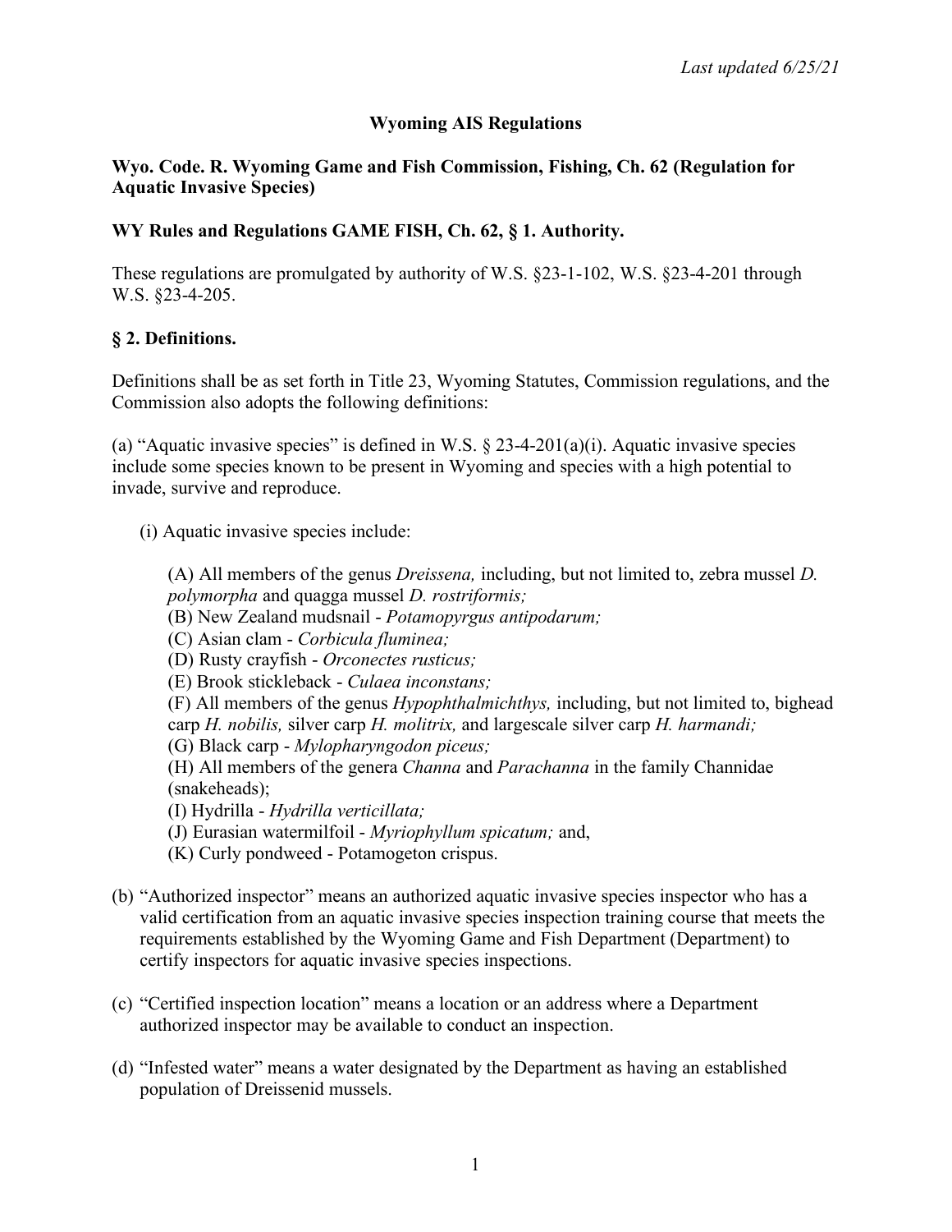*Last updated 6/25/21*

# Wyoming AIS Regulations

## Wyo. Code. R. Wyoming Game and Fish Commission, Fishing, Ch. 62 (Regulation for Aquatic Invasive Species)

## WY Rules and Regulations GAME FISH, Ch. 62, § 1. Authority.

These regulations are promulgated by authority of W.S. §23-1-102, W.S. §23-4-201 through W.S. §23-4-205.

## § 2. Definitions.

Definitions shall be as set forth in Title 23, Wyoming Statutes, Commission regulations, and the Commission also adopts the following definitions:

(a) "Aquatic invasive species" is defined in W.S. § 23-4-201(a)(i). Aquatic invasive species include some species known to be present in Wyoming and species with a high potential to invade, survive and reproduce.

(i) Aquatic invasive species include:

(A) All members of the genus *Dreissena,* including, but not limited to, zebra mussel *D. polymorpha* and quagga mussel *D. rostriformis;*
(B) New Zealand mudsnail - *Potamopyrgus antipodarum;*
(C) Asian clam - *Corbicula fluminea;*
(D) Rusty crayfish - *Orconectes rusticus;*
(E) Brook stickleback - *Culaea inconstans;*
(F) All members of the genus *Hypophthalmichthys,* including, but not limited to, bighead carp *H. nobilis,* silver carp *H. molitrix,* and largescale silver carp *H. harmandi;*
(G) Black carp - *Mylopharyngodon piceus;*
(H) All members of the genera *Channa* and *Parachanna* in the family Channidae (snakeheads);
(I) Hydrilla - *Hydrilla verticillata;*
(J) Eurasian watermilfoil - *Myriophyllum spicatum;* and,
(K) Curly pondweed - Potamogeton crispus.

(b) "Authorized inspector" means an authorized aquatic invasive species inspector who has a valid certification from an aquatic invasive species inspection training course that meets the requirements established by the Wyoming Game and Fish Department (Department) to certify inspectors for aquatic invasive species inspections.

(c) "Certified inspection location" means a location or an address where a Department authorized inspector may be available to conduct an inspection.

(d) "Infested water" means a water designated by the Department as having an established population of Dreissenid mussels.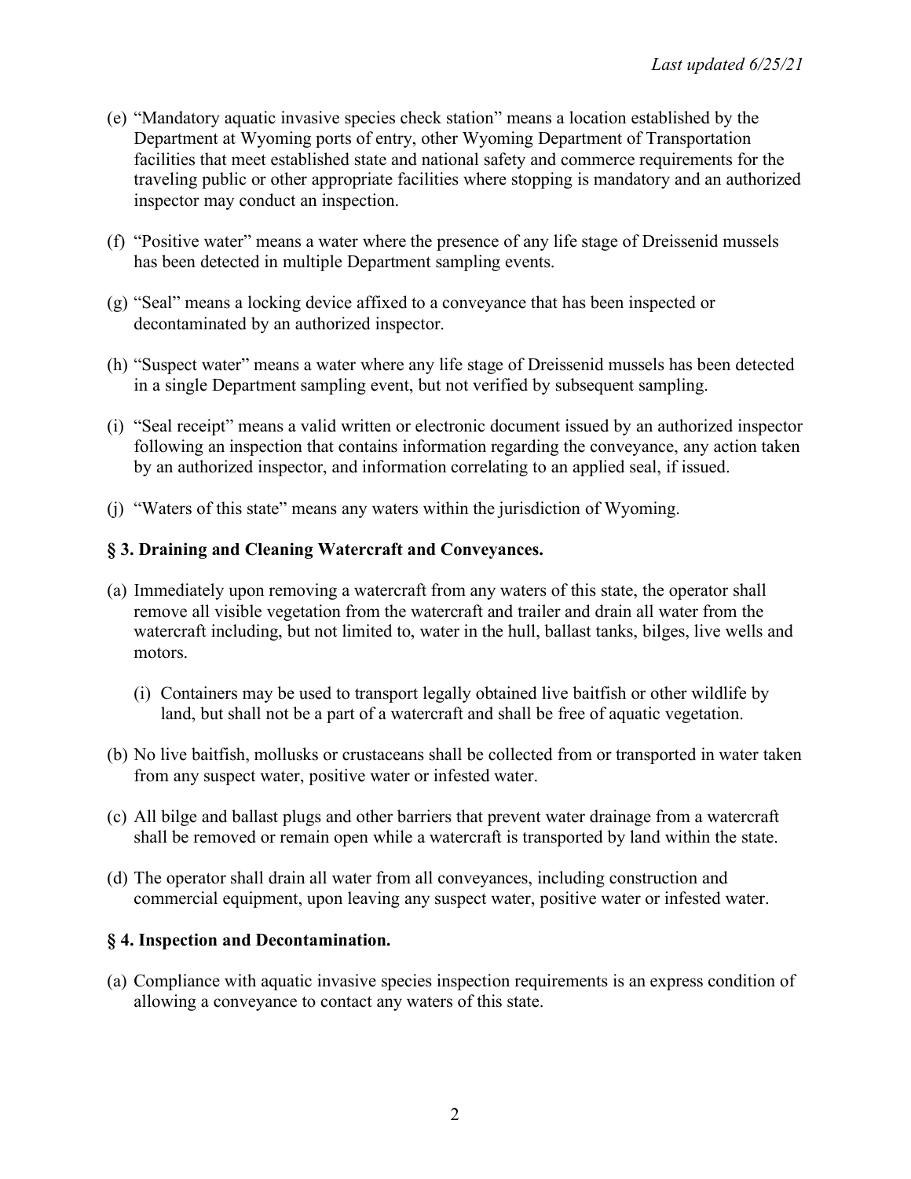(e) "Mandatory aquatic invasive species check station" means a location established by the Department at Wyoming ports of entry, other Wyoming Department of Transportation facilities that meet established state and national safety and commerce requirements for the traveling public or other appropriate facilities where stopping is mandatory and an authorized inspector may conduct an inspection.

(f) "Positive water" means a water where the presence of any life stage of Dreissenid mussels has been detected in multiple Department sampling events.

(g) "Seal" means a locking device affixed to a conveyance that has been inspected or decontaminated by an authorized inspector.

(h) "Suspect water" means a water where any life stage of Dreissenid mussels has been detected in a single Department sampling event, but not verified by subsequent sampling.

(i) "Seal receipt" means a valid written or electronic document issued by an authorized inspector following an inspection that contains information regarding the conveyance, any action taken by an authorized inspector, and information correlating to an applied seal, if issued.

(j) "Waters of this state" means any waters within the jurisdiction of Wyoming.

### § 3. Draining and Cleaning Watercraft and Conveyances.

(a) Immediately upon removing a watercraft from any waters of this state, the operator shall remove all visible vegetation from the watercraft and trailer and drain all water from the watercraft including, but not limited to, water in the hull, ballast tanks, bilges, live wells and motors.

   (i) Containers may be used to transport legally obtained live baitfish or other wildlife by land, but shall not be a part of a watercraft and shall be free of aquatic vegetation.

(b) No live baitfish, mollusks or crustaceans shall be collected from or transported in water taken from any suspect water, positive water or infested water.

(c) All bilge and ballast plugs and other barriers that prevent water drainage from a watercraft shall be removed or remain open while a watercraft is transported by land within the state.

(d) The operator shall drain all water from all conveyances, including construction and commercial equipment, upon leaving any suspect water, positive water or infested water.

### § 4. Inspection and Decontamination.

(a) Compliance with aquatic invasive species inspection requirements is an express condition of allowing a conveyance to contact any waters of this state.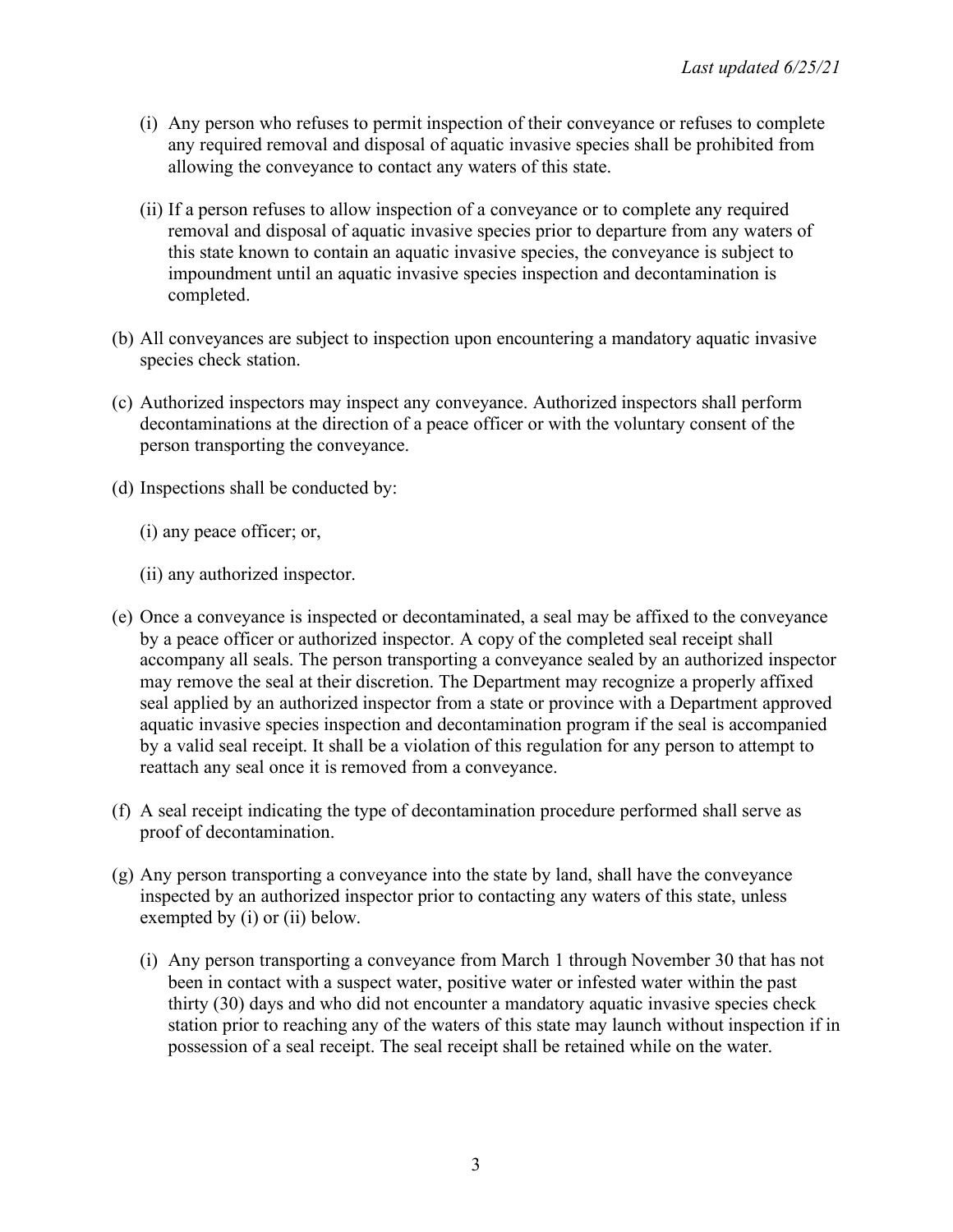(i) Any person who refuses to permit inspection of their conveyance or refuses to complete any required removal and disposal of aquatic invasive species shall be prohibited from allowing the conveyance to contact any waters of this state.

(ii) If a person refuses to allow inspection of a conveyance or to complete any required removal and disposal of aquatic invasive species prior to departure from any waters of this state known to contain an aquatic invasive species, the conveyance is subject to impoundment until an aquatic invasive species inspection and decontamination is completed.

(b) All conveyances are subject to inspection upon encountering a mandatory aquatic invasive species check station.

(c) Authorized inspectors may inspect any conveyance. Authorized inspectors shall perform decontaminations at the direction of a peace officer or with the voluntary consent of the person transporting the conveyance.

(d) Inspections shall be conducted by:

(i) any peace officer; or,

(ii) any authorized inspector.

(e) Once a conveyance is inspected or decontaminated, a seal may be affixed to the conveyance by a peace officer or authorized inspector. A copy of the completed seal receipt shall accompany all seals. The person transporting a conveyance sealed by an authorized inspector may remove the seal at their discretion. The Department may recognize a properly affixed seal applied by an authorized inspector from a state or province with a Department approved aquatic invasive species inspection and decontamination program if the seal is accompanied by a valid seal receipt. It shall be a violation of this regulation for any person to attempt to reattach any seal once it is removed from a conveyance.

(f) A seal receipt indicating the type of decontamination procedure performed shall serve as proof of decontamination.

(g) Any person transporting a conveyance into the state by land, shall have the conveyance inspected by an authorized inspector prior to contacting any waters of this state, unless exempted by (i) or (ii) below.

(i) Any person transporting a conveyance from March 1 through November 30 that has not been in contact with a suspect water, positive water or infested water within the past thirty (30) days and who did not encounter a mandatory aquatic invasive species check station prior to reaching any of the waters of this state may launch without inspection if in possession of a seal receipt. The seal receipt shall be retained while on the water.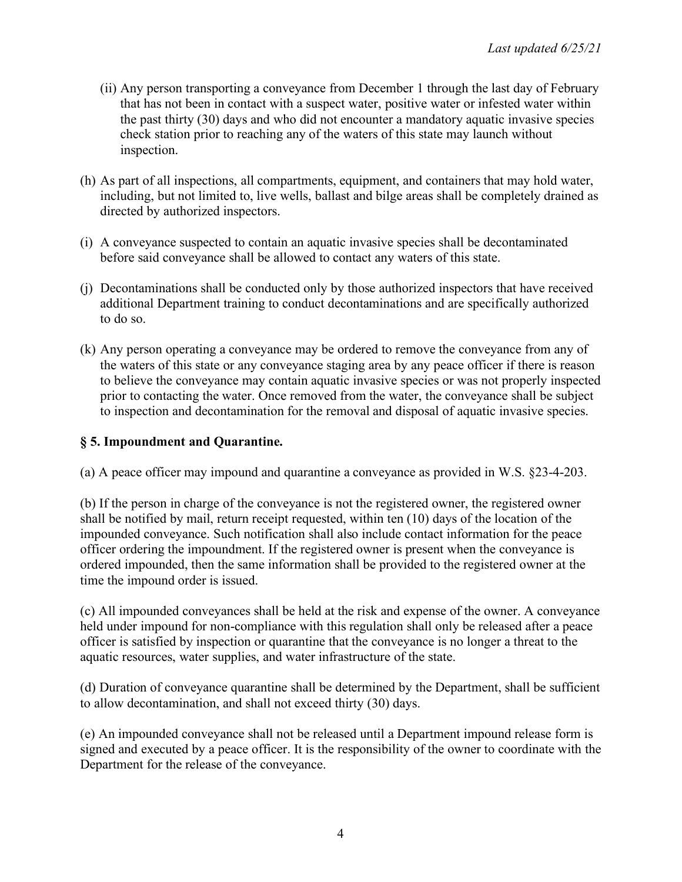(ii) Any person transporting a conveyance from December 1 through the last day of February that has not been in contact with a suspect water, positive water or infested water within the past thirty (30) days and who did not encounter a mandatory aquatic invasive species check station prior to reaching any of the waters of this state may launch without inspection.

(h) As part of all inspections, all compartments, equipment, and containers that may hold water, including, but not limited to, live wells, ballast and bilge areas shall be completely drained as directed by authorized inspectors.

(i) A conveyance suspected to contain an aquatic invasive species shall be decontaminated before said conveyance shall be allowed to contact any waters of this state.

(j) Decontaminations shall be conducted only by those authorized inspectors that have received additional Department training to conduct decontaminations and are specifically authorized to do so.

(k) Any person operating a conveyance may be ordered to remove the conveyance from any of the waters of this state or any conveyance staging area by any peace officer if there is reason to believe the conveyance may contain aquatic invasive species or was not properly inspected prior to contacting the water. Once removed from the water, the conveyance shall be subject to inspection and decontamination for the removal and disposal of aquatic invasive species.

## § 5. Impoundment and Quarantine.

(a) A peace officer may impound and quarantine a conveyance as provided in W.S. §23-4-203.

(b) If the person in charge of the conveyance is not the registered owner, the registered owner shall be notified by mail, return receipt requested, within ten (10) days of the location of the impounded conveyance. Such notification shall also include contact information for the peace officer ordering the impoundment. If the registered owner is present when the conveyance is ordered impounded, then the same information shall be provided to the registered owner at the time the impound order is issued.

(c) All impounded conveyances shall be held at the risk and expense of the owner. A conveyance held under impound for non-compliance with this regulation shall only be released after a peace officer is satisfied by inspection or quarantine that the conveyance is no longer a threat to the aquatic resources, water supplies, and water infrastructure of the state.

(d) Duration of conveyance quarantine shall be determined by the Department, shall be sufficient to allow decontamination, and shall not exceed thirty (30) days.

(e) An impounded conveyance shall not be released until a Department impound release form is signed and executed by a peace officer. It is the responsibility of the owner to coordinate with the Department for the release of the conveyance.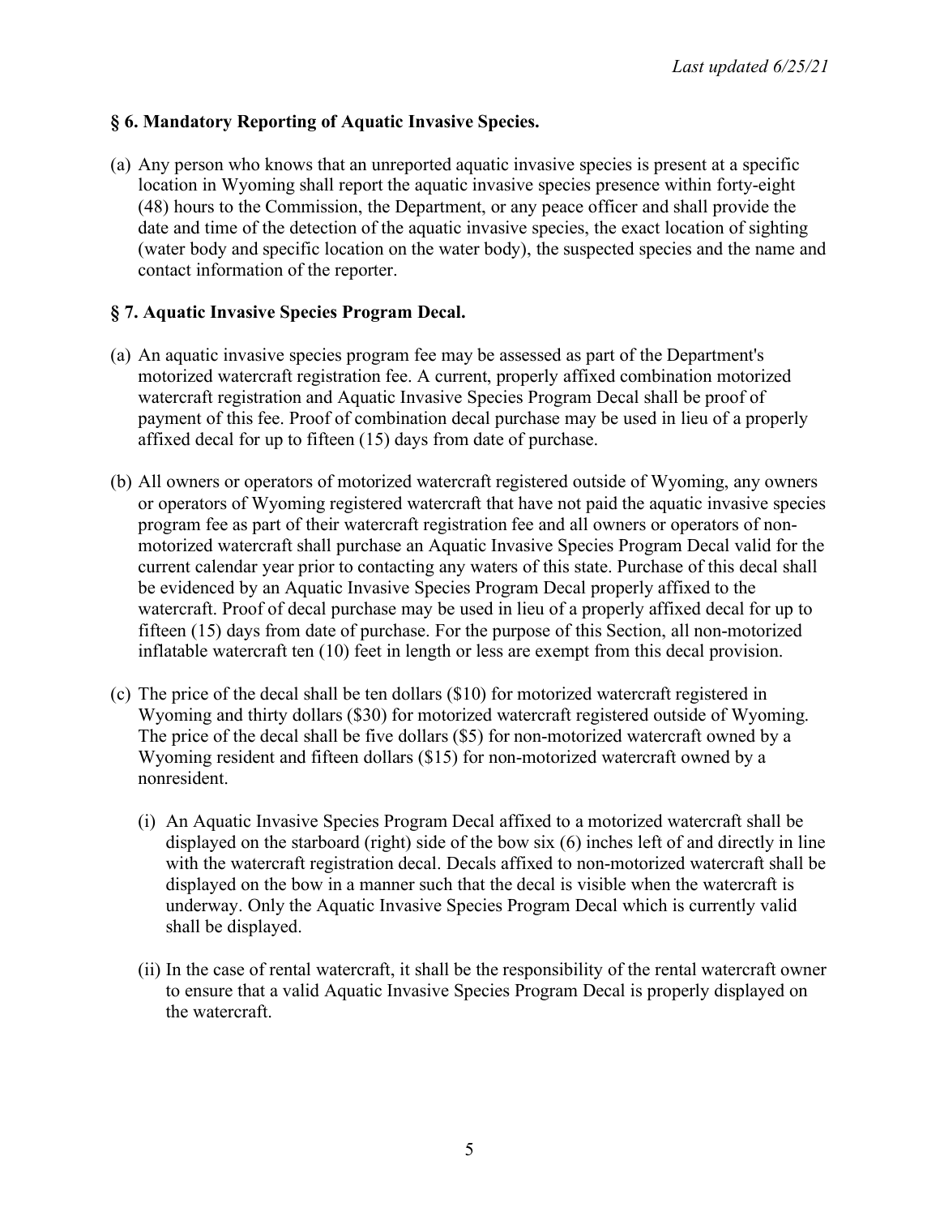## § 6. Mandatory Reporting of Aquatic Invasive Species.

(a) Any person who knows that an unreported aquatic invasive species is present at a specific location in Wyoming shall report the aquatic invasive species presence within forty-eight (48) hours to the Commission, the Department, or any peace officer and shall provide the date and time of the detection of the aquatic invasive species, the exact location of sighting (water body and specific location on the water body), the suspected species and the name and contact information of the reporter.

## § 7. Aquatic Invasive Species Program Decal.

(a) An aquatic invasive species program fee may be assessed as part of the Department's motorized watercraft registration fee. A current, properly affixed combination motorized watercraft registration and Aquatic Invasive Species Program Decal shall be proof of payment of this fee. Proof of combination decal purchase may be used in lieu of a properly affixed decal for up to fifteen (15) days from date of purchase.

(b) All owners or operators of motorized watercraft registered outside of Wyoming, any owners or operators of Wyoming registered watercraft that have not paid the aquatic invasive species program fee as part of their watercraft registration fee and all owners or operators of non-motorized watercraft shall purchase an Aquatic Invasive Species Program Decal valid for the current calendar year prior to contacting any waters of this state. Purchase of this decal shall be evidenced by an Aquatic Invasive Species Program Decal properly affixed to the watercraft. Proof of decal purchase may be used in lieu of a properly affixed decal for up to fifteen (15) days from date of purchase. For the purpose of this Section, all non-motorized inflatable watercraft ten (10) feet in length or less are exempt from this decal provision.

(c) The price of the decal shall be ten dollars ($10) for motorized watercraft registered in Wyoming and thirty dollars ($30) for motorized watercraft registered outside of Wyoming. The price of the decal shall be five dollars ($5) for non-motorized watercraft owned by a Wyoming resident and fifteen dollars ($15) for non-motorized watercraft owned by a nonresident.

   (i) An Aquatic Invasive Species Program Decal affixed to a motorized watercraft shall be displayed on the starboard (right) side of the bow six (6) inches left of and directly in line with the watercraft registration decal. Decals affixed to non-motorized watercraft shall be displayed on the bow in a manner such that the decal is visible when the watercraft is underway. Only the Aquatic Invasive Species Program Decal which is currently valid shall be displayed.

   (ii) In the case of rental watercraft, it shall be the responsibility of the rental watercraft owner to ensure that a valid Aquatic Invasive Species Program Decal is properly displayed on the watercraft.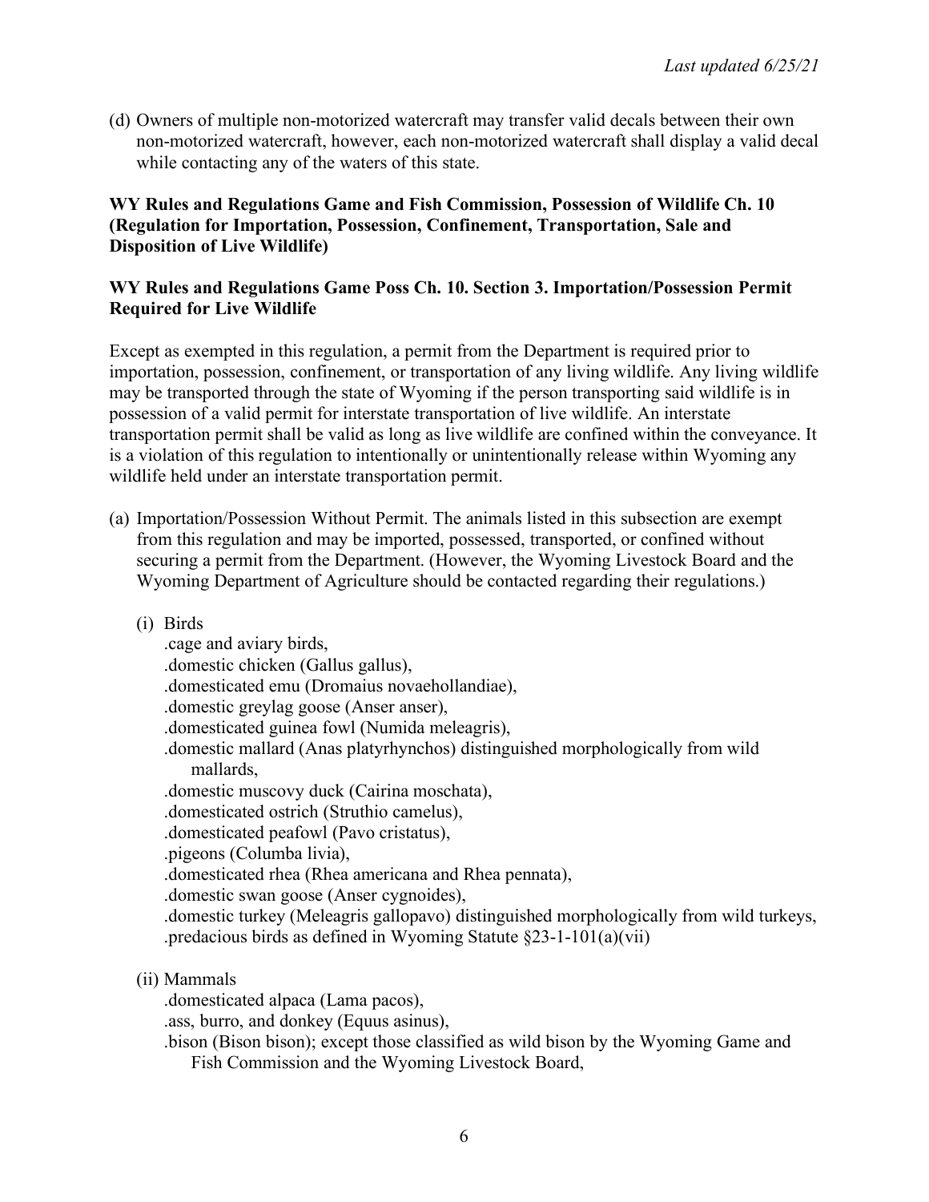(d) Owners of multiple non-motorized watercraft may transfer valid decals between their own non-motorized watercraft, however, each non-motorized watercraft shall display a valid decal while contacting any of the waters of this state.

**WY Rules and Regulations Game and Fish Commission, Possession of Wildlife Ch. 10 (Regulation for Importation, Possession, Confinement, Transportation, Sale and Disposition of Live Wildlife)**

**WY Rules and Regulations Game Poss Ch. 10. Section 3. Importation/Possession Permit Required for Live Wildlife**

Except as exempted in this regulation, a permit from the Department is required prior to importation, possession, confinement, or transportation of any living wildlife. Any living wildlife may be transported through the state of Wyoming if the person transporting said wildlife is in possession of a valid permit for interstate transportation of live wildlife. An interstate transportation permit shall be valid as long as live wildlife are confined within the conveyance. It is a violation of this regulation to intentionally or unintentionally release within Wyoming any wildlife held under an interstate transportation permit.

(a) Importation/Possession Without Permit. The animals listed in this subsection are exempt from this regulation and may be imported, possessed, transported, or confined without securing a permit from the Department. (However, the Wyoming Livestock Board and the Wyoming Department of Agriculture should be contacted regarding their regulations.)

(i) Birds

.cage and aviary birds,
.domestic chicken (Gallus gallus),
.domesticated emu (Dromaius novaehollandiae),
.domestic greylag goose (Anser anser),
.domesticated guinea fowl (Numida meleagris),
.domestic mallard (Anas platyrhynchos) distinguished morphologically from wild mallards,
.domestic muscovy duck (Cairina moschata),
.domesticated ostrich (Struthio camelus),
.domesticated peafowl (Pavo cristatus),
.pigeons (Columba livia),
.domesticated rhea (Rhea americana and Rhea pennata),
.domestic swan goose (Anser cygnoides),
.domestic turkey (Meleagris gallopavo) distinguished morphologically from wild turkeys,
.predacious birds as defined in Wyoming Statute §23-1-101(a)(vii)

(ii) Mammals

.domesticated alpaca (Lama pacos),
.ass, burro, and donkey (Equus asinus),
.bison (Bison bison); except those classified as wild bison by the Wyoming Game and Fish Commission and the Wyoming Livestock Board,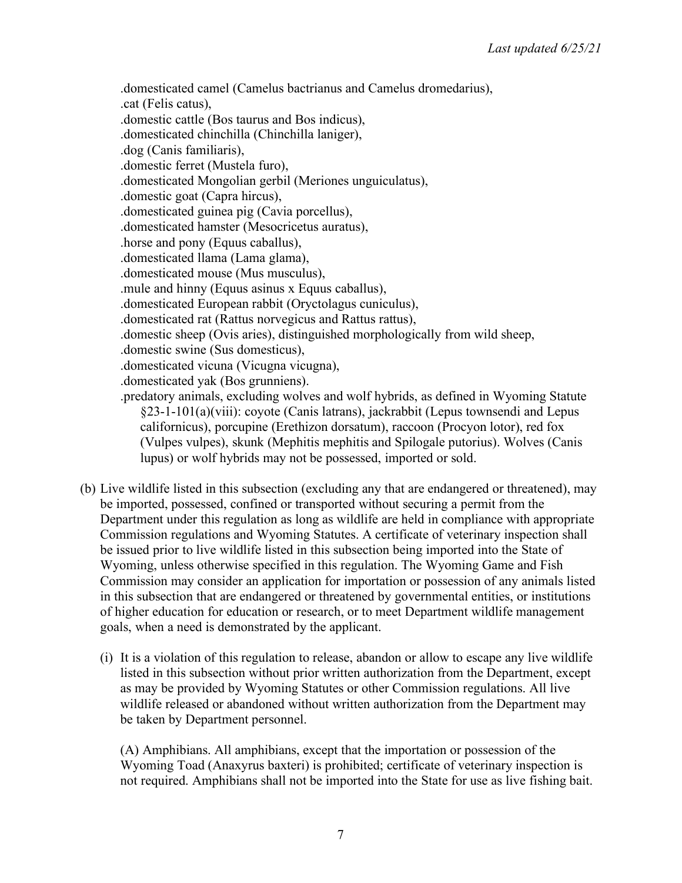.domesticated camel (Camelus bactrianus and Camelus dromedarius),
.cat (Felis catus),
.domestic cattle (Bos taurus and Bos indicus),
.domesticated chinchilla (Chinchilla laniger),
.dog (Canis familiaris),
.domestic ferret (Mustela furo),
.domesticated Mongolian gerbil (Meriones unguiculatus),
.domestic goat (Capra hircus),
.domesticated guinea pig (Cavia porcellus),
.domesticated hamster (Mesocricetus auratus),
.horse and pony (Equus caballus),
.domesticated llama (Lama glama),
.domesticated mouse (Mus musculus),
.mule and hinny (Equus asinus x Equus caballus),
.domesticated European rabbit (Oryctolagus cuniculus),
.domesticated rat (Rattus norvegicus and Rattus rattus),
.domestic sheep (Ovis aries), distinguished morphologically from wild sheep,
.domestic swine (Sus domesticus),
.domesticated vicuna (Vicugna vicugna),
.domesticated yak (Bos grunniens).
.predatory animals, excluding wolves and wolf hybrids, as defined in Wyoming Statute §23-1-101(a)(viii): coyote (Canis latrans), jackrabbit (Lepus townsendi and Lepus californicus), porcupine (Erethizon dorsatum), raccoon (Procyon lotor), red fox (Vulpes vulpes), skunk (Mephitis mephitis and Spilogale putorius). Wolves (Canis lupus) or wolf hybrids may not be possessed, imported or sold.

(b) Live wildlife listed in this subsection (excluding any that are endangered or threatened), may be imported, possessed, confined or transported without securing a permit from the Department under this regulation as long as wildlife are held in compliance with appropriate Commission regulations and Wyoming Statutes. A certificate of veterinary inspection shall be issued prior to live wildlife listed in this subsection being imported into the State of Wyoming, unless otherwise specified in this regulation. The Wyoming Game and Fish Commission may consider an application for importation or possession of any animals listed in this subsection that are endangered or threatened by governmental entities, or institutions of higher education for education or research, or to meet Department wildlife management goals, when a need is demonstrated by the applicant.

(i) It is a violation of this regulation to release, abandon or allow to escape any live wildlife listed in this subsection without prior written authorization from the Department, except as may be provided by Wyoming Statutes or other Commission regulations. All live wildlife released or abandoned without written authorization from the Department may be taken by Department personnel.

(A) Amphibians. All amphibians, except that the importation or possession of the Wyoming Toad (Anaxyrus baxteri) is prohibited; certificate of veterinary inspection is not required. Amphibians shall not be imported into the State for use as live fishing bait.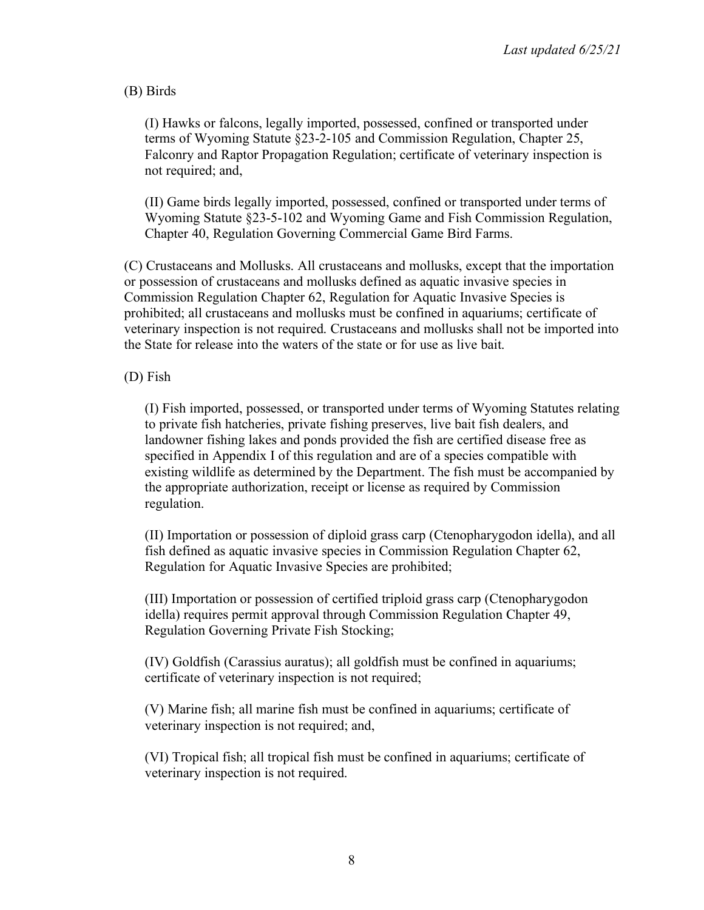(B) Birds

(I) Hawks or falcons, legally imported, possessed, confined or transported under terms of Wyoming Statute §23-2-105 and Commission Regulation, Chapter 25, Falconry and Raptor Propagation Regulation; certificate of veterinary inspection is not required; and,

(II) Game birds legally imported, possessed, confined or transported under terms of Wyoming Statute §23-5-102 and Wyoming Game and Fish Commission Regulation, Chapter 40, Regulation Governing Commercial Game Bird Farms.

(C) Crustaceans and Mollusks. All crustaceans and mollusks, except that the importation or possession of crustaceans and mollusks defined as aquatic invasive species in Commission Regulation Chapter 62, Regulation for Aquatic Invasive Species is prohibited; all crustaceans and mollusks must be confined in aquariums; certificate of veterinary inspection is not required. Crustaceans and mollusks shall not be imported into the State for release into the waters of the state or for use as live bait.

(D) Fish

(I) Fish imported, possessed, or transported under terms of Wyoming Statutes relating to private fish hatcheries, private fishing preserves, live bait fish dealers, and landowner fishing lakes and ponds provided the fish are certified disease free as specified in Appendix I of this regulation and are of a species compatible with existing wildlife as determined by the Department. The fish must be accompanied by the appropriate authorization, receipt or license as required by Commission regulation.

(II) Importation or possession of diploid grass carp (Ctenopharygodon idella), and all fish defined as aquatic invasive species in Commission Regulation Chapter 62, Regulation for Aquatic Invasive Species are prohibited;

(III) Importation or possession of certified triploid grass carp (Ctenopharygodon idella) requires permit approval through Commission Regulation Chapter 49, Regulation Governing Private Fish Stocking;

(IV) Goldfish (Carassius auratus); all goldfish must be confined in aquariums; certificate of veterinary inspection is not required;

(V) Marine fish; all marine fish must be confined in aquariums; certificate of veterinary inspection is not required; and,

(VI) Tropical fish; all tropical fish must be confined in aquariums; certificate of veterinary inspection is not required.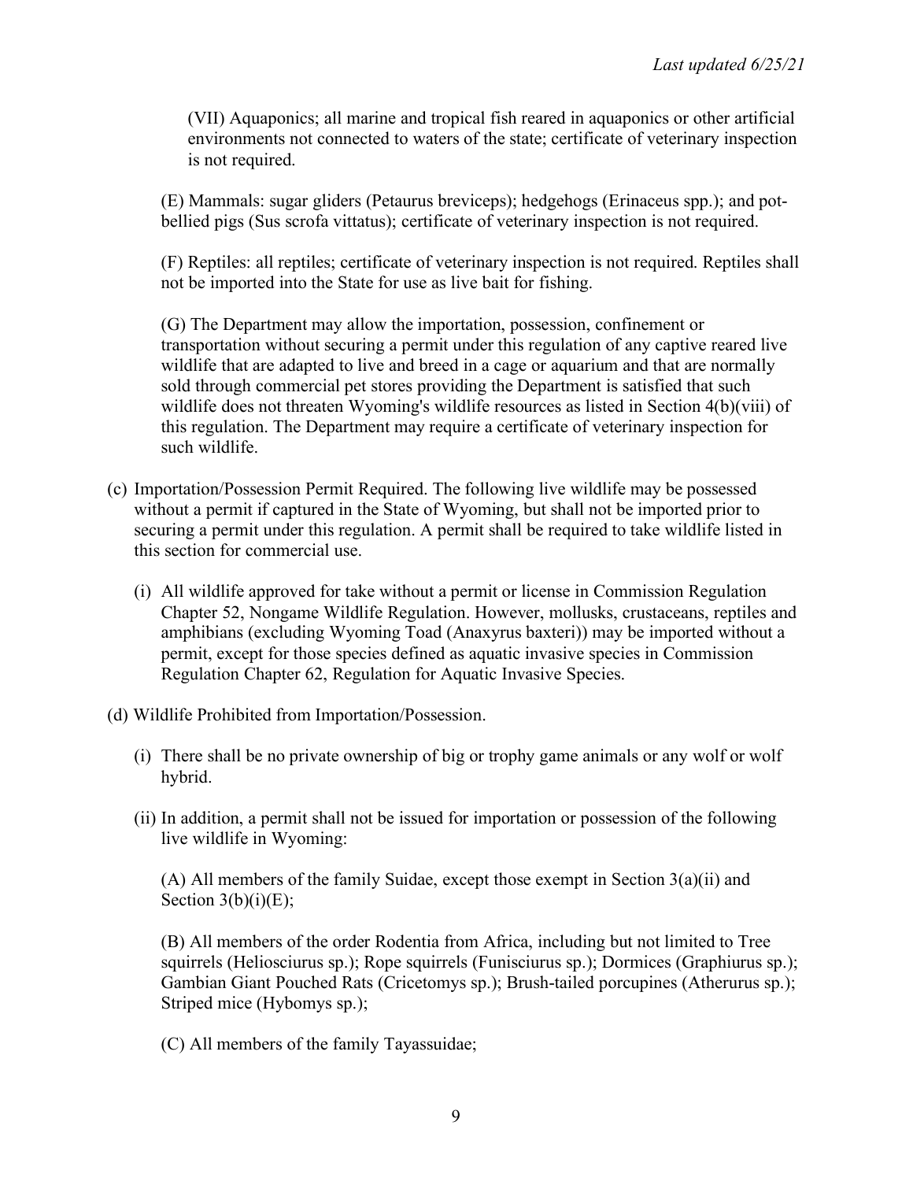(VII) Aquaponics; all marine and tropical fish reared in aquaponics or other artificial environments not connected to waters of the state; certificate of veterinary inspection is not required.

(E) Mammals: sugar gliders (Petaurus breviceps); hedgehogs (Erinaceus spp.); and pot-bellied pigs (Sus scrofa vittatus); certificate of veterinary inspection is not required.

(F) Reptiles: all reptiles; certificate of veterinary inspection is not required. Reptiles shall not be imported into the State for use as live bait for fishing.

(G) The Department may allow the importation, possession, confinement or transportation without securing a permit under this regulation of any captive reared live wildlife that are adapted to live and breed in a cage or aquarium and that are normally sold through commercial pet stores providing the Department is satisfied that such wildlife does not threaten Wyoming's wildlife resources as listed in Section 4(b)(viii) of this regulation. The Department may require a certificate of veterinary inspection for such wildlife.

(c) Importation/Possession Permit Required. The following live wildlife may be possessed without a permit if captured in the State of Wyoming, but shall not be imported prior to securing a permit under this regulation. A permit shall be required to take wildlife listed in this section for commercial use.

(i) All wildlife approved for take without a permit or license in Commission Regulation Chapter 52, Nongame Wildlife Regulation. However, mollusks, crustaceans, reptiles and amphibians (excluding Wyoming Toad (Anaxyrus baxteri)) may be imported without a permit, except for those species defined as aquatic invasive species in Commission Regulation Chapter 62, Regulation for Aquatic Invasive Species.

(d) Wildlife Prohibited from Importation/Possession.

(i) There shall be no private ownership of big or trophy game animals or any wolf or wolf hybrid.

(ii) In addition, a permit shall not be issued for importation or possession of the following live wildlife in Wyoming:

(A) All members of the family Suidae, except those exempt in Section 3(a)(ii) and Section 3(b)(i)(E);

(B) All members of the order Rodentia from Africa, including but not limited to Tree squirrels (Heliosciurus sp.); Rope squirrels (Funisciurus sp.); Dormices (Graphiurus sp.); Gambian Giant Pouched Rats (Cricetomys sp.); Brush-tailed porcupines (Atherurus sp.); Striped mice (Hybomys sp.);

(C) All members of the family Tayassuidae;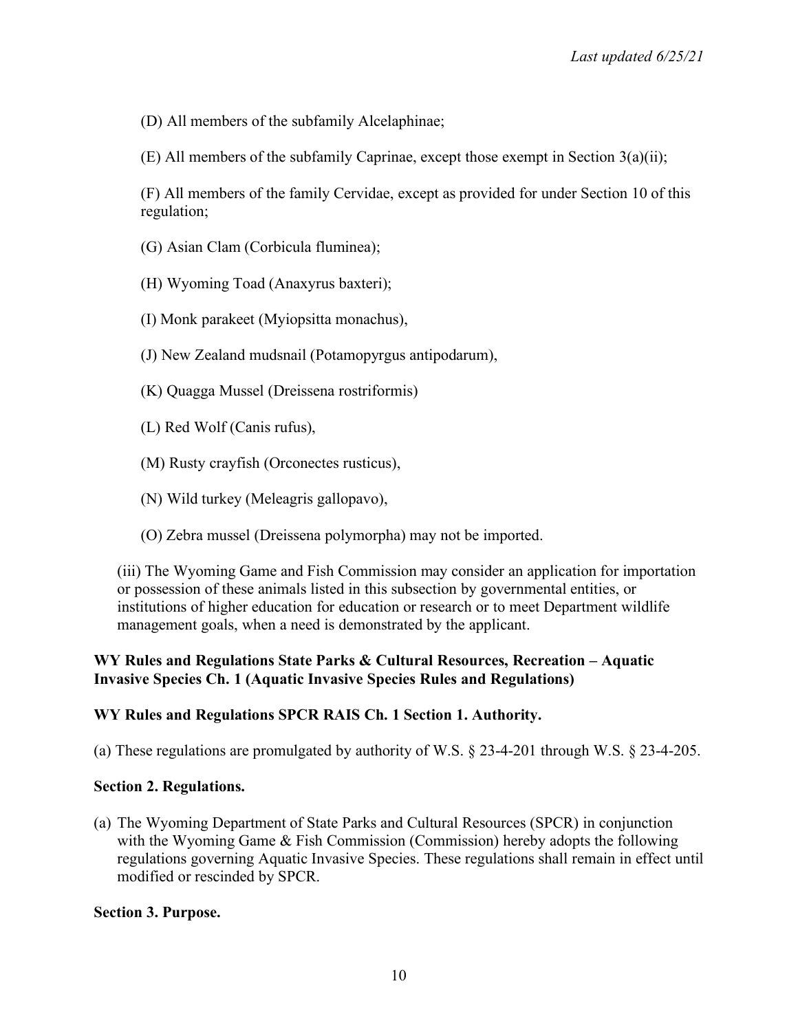(D) All members of the subfamily Alcelaphinae;

(E) All members of the subfamily Caprinae, except those exempt in Section 3(a)(ii);

(F) All members of the family Cervidae, except as provided for under Section 10 of this regulation;

(G) Asian Clam (Corbicula fluminea);

(H) Wyoming Toad (Anaxyrus baxteri);

(I) Monk parakeet (Myiopsitta monachus),

(J) New Zealand mudsnail (Potamopyrgus antipodarum),

(K) Quagga Mussel (Dreissena rostriformis)

(L) Red Wolf (Canis rufus),

(M) Rusty crayfish (Orconectes rusticus),

(N) Wild turkey (Meleagris gallopavo),

(O) Zebra mussel (Dreissena polymorpha) may not be imported.

(iii) The Wyoming Game and Fish Commission may consider an application for importation or possession of these animals listed in this subsection by governmental entities, or institutions of higher education for education or research or to meet Department wildlife management goals, when a need is demonstrated by the applicant.

**WY Rules and Regulations State Parks & Cultural Resources, Recreation – Aquatic Invasive Species Ch. 1 (Aquatic Invasive Species Rules and Regulations)**

**WY Rules and Regulations SPCR RAIS Ch. 1 Section 1. Authority.**

(a) These regulations are promulgated by authority of W.S. § 23-4-201 through W.S. § 23-4-205.

**Section 2. Regulations.**

(a) The Wyoming Department of State Parks and Cultural Resources (SPCR) in conjunction with the Wyoming Game & Fish Commission (Commission) hereby adopts the following regulations governing Aquatic Invasive Species. These regulations shall remain in effect until modified or rescinded by SPCR.

**Section 3. Purpose.**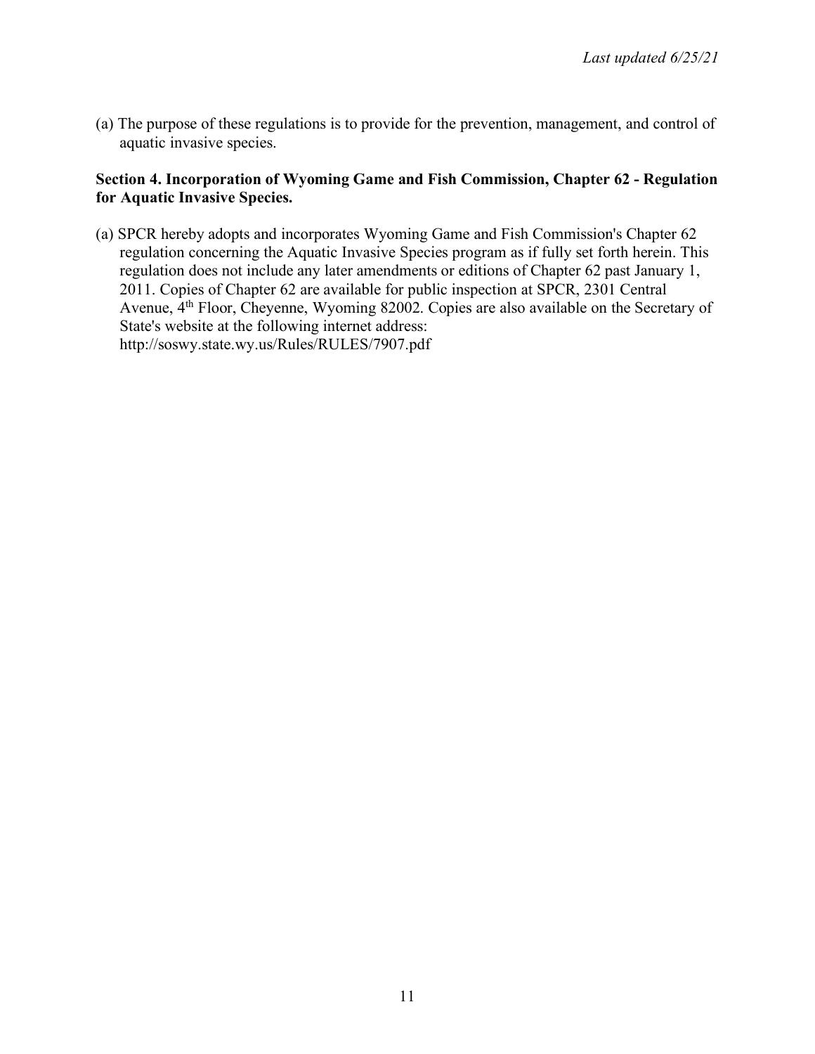(a) The purpose of these regulations is to provide for the prevention, management, and control of aquatic invasive species.

**Section 4. Incorporation of Wyoming Game and Fish Commission, Chapter 62 - Regulation for Aquatic Invasive Species.**

(a) SPCR hereby adopts and incorporates Wyoming Game and Fish Commission's Chapter 62 regulation concerning the Aquatic Invasive Species program as if fully set forth herein. This regulation does not include any later amendments or editions of Chapter 62 past January 1, 2011. Copies of Chapter 62 are available for public inspection at SPCR, 2301 Central Avenue, 4th Floor, Cheyenne, Wyoming 82002. Copies are also available on the Secretary of State's website at the following internet address: http://soswy.state.wy.us/Rules/RULES/7907.pdf